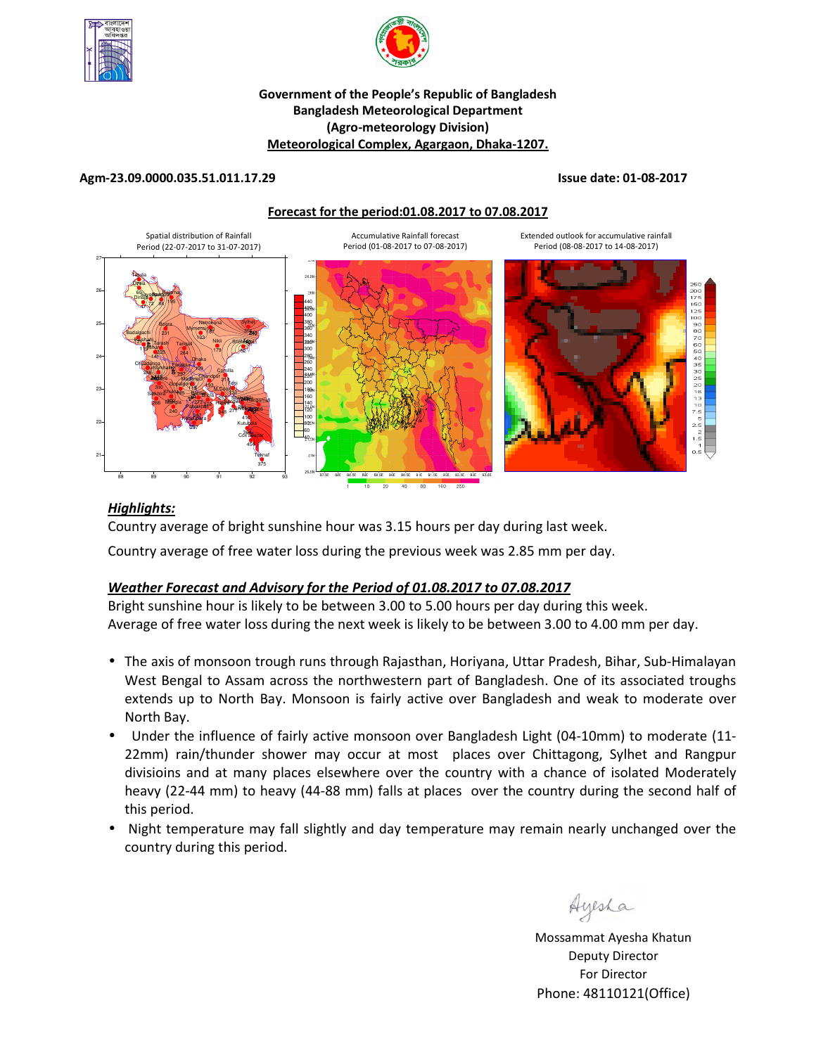Government of the People's Republic of Bangladesh
Bangladesh Meteorological Department
(Agro-meteorology Division)
Meteorological Complex, Agargaon, Dhaka-1207.

**Agm-23.09.0000.035.51.011.17.29** **Issue date: 01-08-2017**

**Forecast for the period:01.08.2017 to 07.08.2017**

Spatial distribution of Rainfall Period (22-07-2017 to 31-07-2017)

Accumulative Rainfall forecast Period (01-08-2017 to 07-08-2017)

Extended outlook for accumulative rainfall Period (08-08-2017 to 14-08-2017)

***Highlights:***

Country average of bright sunshine hour was 3.15 hours per day during last week.

Country average of free water loss during the previous week was 2.85 mm per day.

***Weather Forecast and Advisory for the Period of 01.08.2017 to 07.08.2017***

Bright sunshine hour is likely to be between 3.00 to 5.00 hours per day during this week.
Average of free water loss during the next week is likely to be between 3.00 to 4.00 mm per day.

- The axis of monsoon trough runs through Rajasthan, Horiyana, Uttar Pradesh, Bihar, Sub-Himalayan West Bengal to Assam across the northwestern part of Bangladesh. One of its associated troughs extends up to North Bay. Monsoon is fairly active over Bangladesh and weak to moderate over North Bay.
- Under the influence of fairly active monsoon over Bangladesh Light (04-10mm) to moderate (11-22mm) rain/thunder shower may occur at most places over Chittagong, Sylhet and Rangpur divisioins and at many places elsewhere over the country with a chance of isolated Moderately heavy (22-44 mm) to heavy (44-88 mm) falls at places over the country during the second half of this period.
- Night temperature may fall slightly and day temperature may remain nearly unchanged over the country during this period.

Mossammat Ayesha Khatun
Deputy Director
For Director
Phone: 48110121(Office)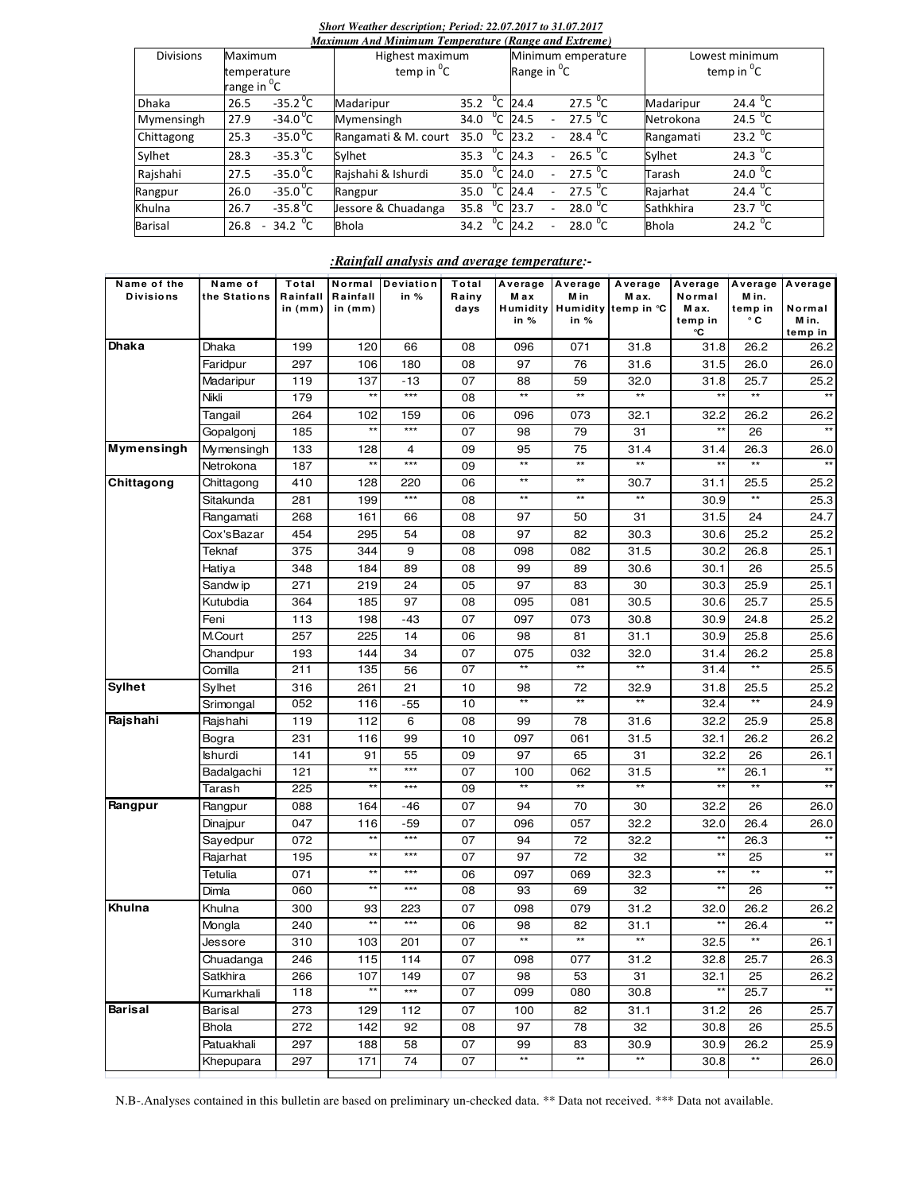***Short Weather description; Period: 22.07.2017 to 31.07.2017***

***Maximum And Minimum Temperature (Range and Extreme)***

| Divisions | Maximum temperature range in $^0$C | Highest maximum temp in $^0$C | | Minimum emperature Range in $^0$C | Lowest minimum temp in $^0$C | |
|---|---|---|---|---|---|---|
| Dhaka | 26.5 -35.2 $^0$C | Madaripur | 35.2 $^0$C | 24.4 27.5 $^0$C | Madaripur | 24.4 $^0$C |
| Mymensingh | 27.9 -34.0$^0$C | Mymensingh | 34.0 $^0$C | 24.5 - 27.5 $^0$C | Netrokona | 24.5 $^0$C |
| Chittagong | 25.3 -35.0$^0$C | Rangamati & M. court | 35.0 $^0$C | 23.2 - 28.4 $^0$C | Rangamati | 23.2 $^0$C |
| Sylhet | 28.3 -35.3$^0$C | Sylhet | 35.3 $^0$C | 24.3 - 26.5 $^0$C | Sylhet | 24.3 $^0$C |
| Rajshahi | 27.5 -35.0$^0$C | Rajshahi & Ishurdi | 35.0 $^0$C | 24.0 - 27.5 $^0$C | Tarash | 24.0 $^0$C |
| Rangpur | 26.0 -35.0$^0$C | Rangpur | 35.0 $^0$C | 24.4 - 27.5 $^0$C | Rajarhat | 24.4 $^0$C |
| Khulna | 26.7 -35.8$^0$C | Jessore & Chuadanga | 35.8 $^0$C | 23.7 - 28.0 $^0$C | Sathkhira | 23.7 $^0$C |
| Barisal | 26.8 - 34.2 $^0$C | Bhola | 34.2 $^0$C | 24.2 - 28.0 $^0$C | Bhola | 24.2 $^0$C |

***:Rainfall analysis and average temperature:-***

| Name of the Divisions | Name of the Stations | Total Rainfall in (mm) | Normal Rainfall in (mm) | Deviation in % | Total Rainy days | Average Max Humidity in % | Average Min Humidity in % | Average Max. temp in °C | Average Normal Max. temp in °C | Average Min. temp in °C | Average Normal Min. temp in |
|---|---|---|---|---|---|---|---|---|---|---|---|
| **Dhaka** | Dhaka | 199 | 120 | 66 | 08 | 096 | 071 | 31.8 | 31.8 | 26.2 | 26.2 |
| | Faridpur | 297 | 106 | 180 | 08 | 97 | 76 | 31.6 | 31.5 | 26.0 | 26.0 |
| | Madaripur | 119 | 137 | -13 | 07 | 88 | 59 | 32.0 | 31.8 | 25.7 | 25.2 |
| | Nikli | 179 | ** | *** | 08 | ** | ** | ** | ** | ** | ** |
| | Tangail | 264 | 102 | 159 | 06 | 096 | 073 | 32.1 | 32.2 | 26.2 | 26.2 |
| | Gopalgonj | 185 | ** | *** | 07 | 98 | 79 | 31 | ** | 26 | ** |
| **Mymensingh** | Mymensingh | 133 | 128 | 4 | 09 | 95 | 75 | 31.4 | 31.4 | 26.3 | 26.0 |
| | Netrokona | 187 | ** | *** | 09 | ** | ** | ** | ** | ** | ** |
| **Chittagong** | Chittagong | 410 | 128 | 220 | 06 | ** | ** | 30.7 | 31.1 | 25.5 | 25.2 |
| | Sitakunda | 281 | 199 | *** | 08 | ** | ** | ** | 30.9 | ** | 25.3 |
| | Rangamati | 268 | 161 | 66 | 08 | 97 | 50 | 31 | 31.5 | 24 | 24.7 |
| | Cox'sBazar | 454 | 295 | 54 | 08 | 97 | 82 | 30.3 | 30.6 | 25.2 | 25.2 |
| | Teknaf | 375 | 344 | 9 | 08 | 098 | 082 | 31.5 | 30.2 | 26.8 | 25.1 |
| | Hatiya | 348 | 184 | 89 | 08 | 99 | 89 | 30.6 | 30.1 | 26 | 25.5 |
| | Sandwip | 271 | 219 | 24 | 05 | 97 | 83 | 30 | 30.3 | 25.9 | 25.1 |
| | Kutubdia | 364 | 185 | 97 | 08 | 095 | 081 | 30.5 | 30.6 | 25.7 | 25.5 |
| | Feni | 113 | 198 | -43 | 07 | 097 | 073 | 30.8 | 30.9 | 24.8 | 25.2 |
| | M.Court | 257 | 225 | 14 | 06 | 98 | 81 | 31.1 | 30.9 | 25.8 | 25.6 |
| | Chandpur | 193 | 144 | 34 | 07 | 075 | 032 | 32.0 | 31.4 | 26.2 | 25.8 |
| | Comilla | 211 | 135 | 56 | 07 | ** | ** | ** | 31.4 | ** | 25.5 |
| **Sylhet** | Sylhet | 316 | 261 | 21 | 10 | 98 | 72 | 32.9 | 31.8 | 25.5 | 25.2 |
| | Srimongal | 052 | 116 | -55 | 10 | ** | ** | ** | 32.4 | ** | 24.9 |
| **Rajshahi** | Rajshahi | 119 | 112 | 6 | 08 | 99 | 78 | 31.6 | 32.2 | 25.9 | 25.8 |
| | Bogra | 231 | 116 | 99 | 10 | 097 | 061 | 31.5 | 32.1 | 26.2 | 26.2 |
| | Ishurdi | 141 | 91 | 55 | 09 | 97 | 65 | 31 | 32.2 | 26 | 26.1 |
| | Badalgachi | 121 | ** | *** | 07 | 100 | 062 | 31.5 | ** | 26.1 | ** |
| | Tarash | 225 | ** | *** | 09 | ** | ** | ** | ** | ** | ** |
| **Rangpur** | Rangpur | 088 | 164 | -46 | 07 | 94 | 70 | 30 | 32.2 | 26 | 26.0 |
| | Dinajpur | 047 | 116 | -59 | 07 | 096 | 057 | 32.2 | 32.0 | 26.4 | 26.0 |
| | Sayedpur | 072 | ** | *** | 07 | 94 | 72 | 32.2 | ** | 26.3 | ** |
| | Rajarhat | 195 | ** | *** | 07 | 97 | 72 | 32 | ** | 25 | ** |
| | Tetulia | 071 | ** | *** | 06 | 097 | 069 | 32.3 | ** | ** | ** |
| | Dimla | 060 | ** | *** | 08 | 93 | 69 | 32 | ** | 26 | ** |
| **Khulna** | Khulna | 300 | 93 | 223 | 07 | 098 | 079 | 31.2 | 32.0 | 26.2 | 26.2 |
| | Mongla | 240 | ** | *** | 06 | 98 | 82 | 31.1 | ** | 26.4 | ** |
| | Jessore | 310 | 103 | 201 | 07 | ** | ** | ** | 32.5 | ** | 26.1 |
| | Chuadanga | 246 | 115 | 114 | 07 | 098 | 077 | 31.2 | 32.8 | 25.7 | 26.3 |
| | Satkhira | 266 | 107 | 149 | 07 | 98 | 53 | 31 | 32.1 | 25 | 26.2 |
| | Kumarkhali | 118 | ** | *** | 07 | 099 | 080 | 30.8 | ** | 25.7 | ** |
| **Barisal** | Barisal | 273 | 129 | 112 | 07 | 100 | 82 | 31.1 | 31.2 | 26 | 25.7 |
| | Bhola | 272 | 142 | 92 | 08 | 97 | 78 | 32 | 30.8 | 26 | 25.5 |
| | Patuakhali | 297 | 188 | 58 | 07 | 99 | 83 | 30.9 | 30.9 | 26.2 | 25.9 |
| | Khepupara | 297 | 171 | 74 | 07 | ** | ** | ** | 30.8 | ** | 26.0 |

N.B-.Analyses contained in this bulletin are based on preliminary un-checked data. ** Data not received. *** Data not available.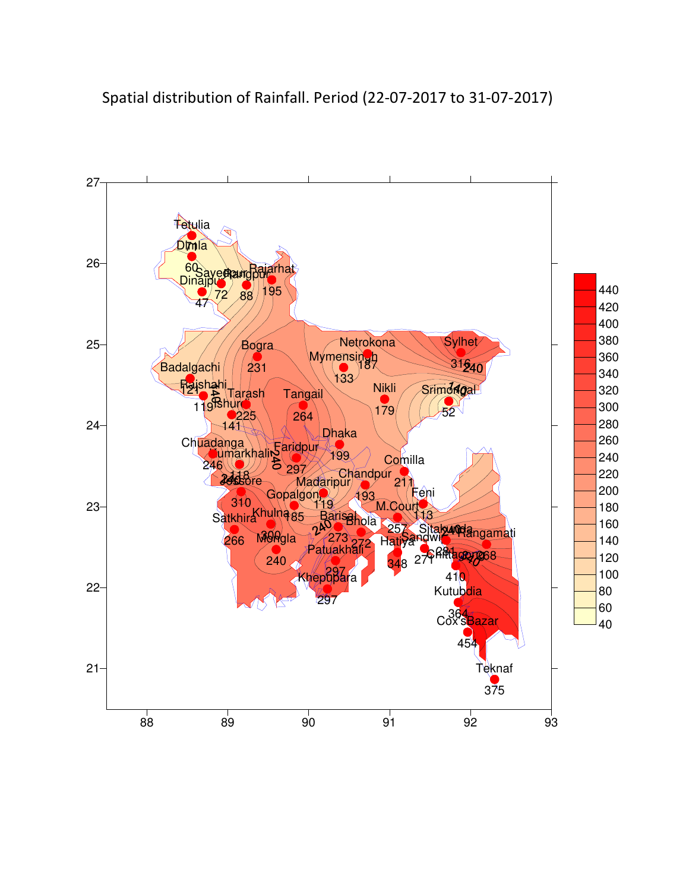Spatial distribution of Rainfall. Period (22-07-2017 to 31-07-2017)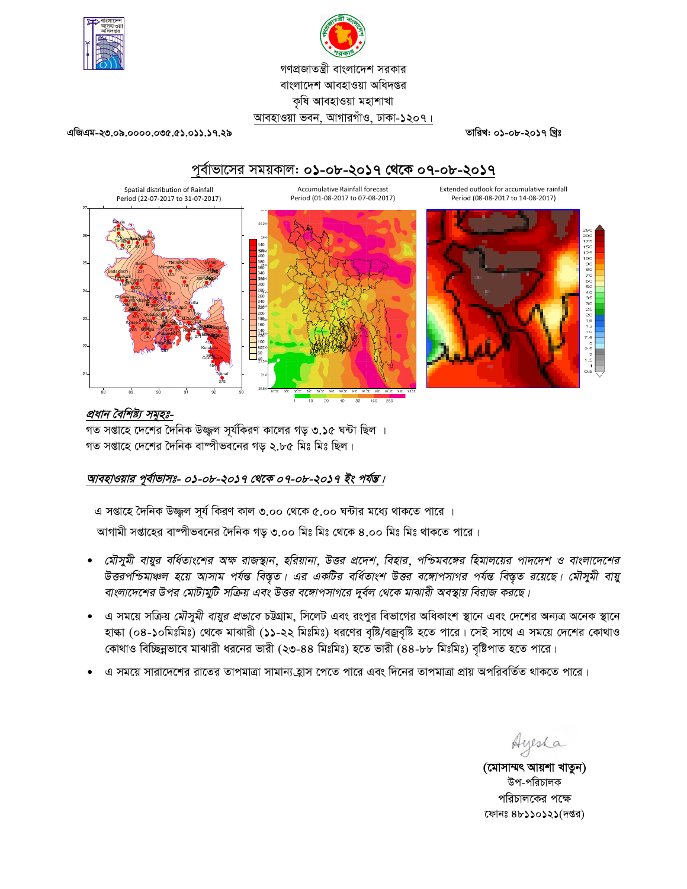গণপ্রজাতন্ত্রী বাংলাদেশ সরকার
বাংলাদেশ আবহাওয়া অধিদপ্তর
কৃষি আবহাওয়া মহাশাখা
আবহাওয়া ভবন, আগারগাঁও, ঢাকা-১২০৭।

এজিএম-২৩.০৯.০০০০.০৩৫.৫১.০১১.১৭.২৯

তারিখ: ০১-০৮-২০১৭ খ্রিঃ

## পূর্বাভাসের সময়কাল: ০১-০৮-২০১৭ থেকে ০৭-০৮-২০১৭

Spatial distribution of Rainfall
Period (22-07-2017 to 31-07-2017)

Accumulative Rainfall forecast
Period (01-08-2017 to 07-08-2017)

Extended outlook for accumulative rainfall
Period (08-08-2017 to 14-08-2017)

***প্রধান বৈশিষ্ট্য সমূহঃ-***

গত সপ্তাহে দেশের দৈনিক উজ্জ্বল সূর্যকিরণ কালের গড় ৩.১৫ ঘন্টা ছিল ।
গত সপ্তাহে দেশের দৈনিক বাষ্পীভবনের গড় ২.৮৫ মিঃ মিঃ ছিল।

***আবহাওয়ার পূর্বাভাসঃ- ০১-০৮-২০১৭ থেকে ০৭-০৮-২০১৭ ইং পর্যন্ত।***

এ সপ্তাহে দৈনিক উজ্জ্বল সূর্য কিরণ কাল ৩.০০ থেকে ৫.০০ ঘন্টার মধ্যে থাকতে পারে ।
আগামী সপ্তাহের বাষ্পীভবনের দৈনিক গড় ৩.০০ মিঃ মিঃ থেকে ৪.০০ মিঃ মিঃ থাকতে পারে।

- *মৌসুমী বায়ুর বর্ধিতাংশের অক্ষ রাজস্থান, হরিয়ানা, উত্তর প্রদেশ, বিহার, পশ্চিমবঙ্গের হিমালয়ের পাদদেশ ও বাংলাদেশের উত্তরপশ্চিমাঞ্চল হয়ে আসাম পর্যন্ত বিস্তৃত। এর একটির বর্ধিতাংশ উত্তর বঙ্গোপসাগর পর্যন্ত বিস্তৃত রয়েছে। মৌসুমী বায়ু বাংলাদেশের উপর মোটামুটি সক্রিয় এবং উত্তর বঙ্গোপসাগরে দুর্বল থেকে মাঝারী অবস্থায় বিরাজ করছে।*
- এ সময়ে সক্রিয় *মৌসুমী বায়ুর প্রভাবে* চট্টগ্রাম, সিলেট এবং রংপুর বিভাগের অধিকাংশ স্থানে এবং দেশের অন্যত্র অনেক স্থানে হাল্কা (০৪-১০মিঃমিঃ) থেকে মাঝারী (১১-২২ মিঃমিঃ) ধরণের বৃষ্টি/বজ্রবৃষ্টি হতে পারে। সেই সাথে এ সময়ে দেশের কোথাও কোথাও বিচ্ছিন্নভাবে মাঝারী ধরনের ভারী (২৩-৪৪ মিঃমিঃ) হতে ভারী (৪৪-৮৮ মিঃমিঃ) বৃষ্টিপাত হতে পারে।
- এ সময়ে সারাদেশের রাতের তাপমাত্রা সামান্য হ্রাস পেতে পারে এবং দিনের তাপমাত্রা প্রায় অপরিবর্তিত থাকতে পারে।

Ayesha

**(মোসাম্মৎ আয়শা খাতুন)**
উপ-পরিচালক
পরিচালকের পক্ষে
ফোনঃ ৪৮১১০১২১(দপ্তর)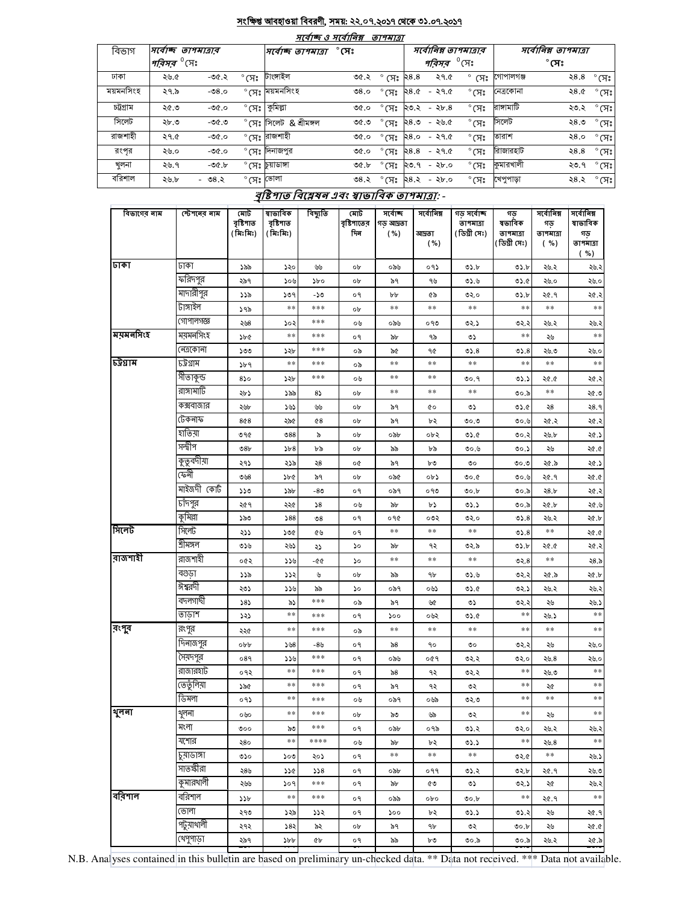## সংক্ষিপ্ত আবহাওয়া বিবরণী, সময়: ২২.০৭.২০১৭ থেকে ৩১.০৭.২০১৭

### সর্বোচ্চ ও সর্বোনিম্ন তাপমাত্রা

| বিভাগ | সর্বোচ্চ তাপমাত্রার পরিসর °সেঃ | সর্বোচ্চ তাপমাত্রা °সেঃ | | সর্বোনিম্ন তাপমাত্রার পরিসর °সেঃ | সর্বোনিম্ন তাপমাত্রা °সেঃ | |
|---|---|---|---|---|---|---|
| ঢাকা | ২৬.৫ -৩৫.২ °সেঃ | টাঙ্গাইল | ৩৫.২ °সেঃ | ২৪.৪ ২৭.৫ °সেঃ | গোপালগঞ্জ | ২৪.৪ °সেঃ |
| ময়মনসিংহ | ২৭.৯ -৩৪.০ °সেঃ | ময়মনসিংহ | ৩৪.০ °সেঃ | ২৪.৫ - ২৭.৫ °সেঃ | নেত্রকোনা | ২৪.৫ °সেঃ |
| চট্টগ্রাম | ২৫.৩ -৩৫.০ °সেঃ | কুমিল্লা | ৩৫.০ °সেঃ | ২৩.২ - ২৮.৪ °সেঃ | রাঙ্গামাটি | ২৩.২ °সেঃ |
| সিলেট | ২৮.৩ -৩৫.৩ °সেঃ | সিলেট & শ্রীমঙ্গল | ৩৫.৩ °সেঃ | ২৪.৩ - ২৬.৫ °সেঃ | সিলেট | ২৪.৩ °সেঃ |
| রাজশাহী | ২৭.৫ -৩৫.০ °সেঃ | রাজশাহী | ৩৫.০ °সেঃ | ২৪.০ - ২৭.৫ °সেঃ | তারাশ | ২৪.০ °সেঃ |
| রংপুর | ২৬.০ -৩৫.০ °সেঃ | দিনাজপুর | ৩৫.০ °সেঃ | ২৪.৪ - ২৭.৫ °সেঃ | রাজারহাট | ২৪.৪ °সেঃ |
| খুলনা | ২৬.৭ -৩৫.৮ °সেঃ | চুয়াডাঙ্গা | ৩৫.৮ °সেঃ | ২৩.৭ - ২৮.০ °সেঃ | কুমারখালী | ২৩.৭ °সেঃ |
| বরিশাল | ২৬.৮ - ৩৪.২ °সেঃ | ভোলা | ৩৪.২ °সেঃ | ২৪.২ - ২৮.০ °সেঃ | খেপুপাড়া | ২৪.২ °সেঃ |

### বৃষ্টিপাত বিশ্লেষন এবং স্বাভাবিক তাপমাত্রা: -

| বিভাগের নাম | স্টেশনের নাম | মোট বৃষ্টিপাত (মিঃমিঃ) | স্বাভাবিক বৃষ্টিপাত (মিঃমিঃ) | বিচ্যুতি | মোট বৃষ্টিপাতের দিন | সর্বোচ্চ গড় আদ্রতা (%) | সর্বোনিম্ন আদ্রতা (%) | গড় সর্বোচ্চ তাপমাত্রা (ডিগ্রী সেঃ) | গড় স্বাভাবিক তাপমাত্রা (ডিগ্রী সেঃ) | সর্বোনিম্ন গড় তাপমাত্রা (%) | সর্বোনিম্ন স্বাভাবিক গড় তাপমাত্রা (%) |
|---|---|---|---|---|---|---|---|---|---|---|---|
| ঢাকা | ঢাকা | ১৯৯ | ১২০ | ৬৬ | ০৮ | ০৯৬ | ০৭১ | ৩১.৮ | ৩১.৮ | ২৬.২ | ২৬.২ |
| | ফরিদপুর | ২৯৭ | ১০৬ | ১৮০ | ০৮ | ৯৭ | ৭৬ | ৩১.৬ | ৩১.৫ | ২৬.০ | ২৬.০ |
| | মাদারীপুর | ১১৯ | ১৩৭ | -১৩ | ০৭ | ৮৮ | ৫৯ | ৩২.০ | ৩১.৮ | ২৫.৭ | ২৫.২ |
| | টাঙ্গাইল | ১৭৯ | ** | *** | ০৮ | ** | ** | ** | ** | ** | ** |
| | গোপালগঞ্জ | ২৬৪ | ১০২ | *** | ০৬ | ০৯৬ | ০৭৩ | ৩২.১ | ৩২.২ | ২৬.২ | ২৬.২ |
| ময়মনসিংহ | ময়মনসিংহ | ১৮৫ | ** | *** | ০৭ | ৯৮ | ৭৯ | ৩১ | ** | ২৬ | ** |
| | নেত্রকোনা | ১৩৩ | ১২৮ | *** | ০৯ | ৯৫ | ৭৫ | ৩১.৪ | ৩১.৪ | ২৬.৩ | ২৬.০ |
| চট্টগ্রাম | চট্টগ্রাম | ১৮৭ | ** | *** | ০৯ | ** | ** | ** | ** | ** | ** |
| | সীতাকুন্ড | ৪১০ | ১২৮ | *** | ০৬ | ** | ** | ৩০.৭ | ৩১.১ | ২৫.৫ | ২৫.২ |
| | রাঙ্গামাটি | ২৮১ | ১৯৯ | ৪১ | ০৮ | ** | ** | ** | ৩০.৯ | ** | ২৫.৩ |
| | কক্সবাজার | ২৬৮ | ১৬১ | ৬৬ | ০৮ | ৯৭ | ৫০ | ৩১ | ৩১.৫ | ২৪ | ২৪.৭ |
| | টেকনাফ | ৪৫৪ | ২৯৫ | ৫৪ | ০৮ | ৯৭ | ৮২ | ৩০.৩ | ৩০.৬ | ২৫.২ | ২৫.২ |
| | হাতিয়া | ৩৭৫ | ৩৪৪ | ৯ | ০৮ | ০৯৮ | ০৮২ | ৩১.৫ | ৩০.২ | ২৬.৮ | ২৫.১ |
| | সন্দ্বীপ | ৩৪৮ | ১৮৪ | ৮৯ | ০৮ | ৯৯ | ৮৯ | ৩০.৬ | ৩০.১ | ২৬ | ২৫.৫ |
| | কুতুবদীয়া | ২৭১ | ২১৯ | ২৪ | ০৫ | ৯৭ | ৮৩ | ৩০ | ৩০.৩ | ২৫.৯ | ২৫.১ |
| | ফেনী | ৩৬৪ | ১৮৫ | ৯৭ | ০৮ | ০৯৫ | ০৮১ | ৩০.৫ | ৩০.৬ | ২৫.৭ | ২৫.৫ |
| | মাইজদী কোর্ট | ১১৩ | ১৯৮ | -৪৩ | ০৭ | ০৯৭ | ০৭৩ | ৩০.৮ | ৩০.৯ | ২৪.৮ | ২৫.২ |
| | চাঁদপুর | ২৫৭ | ২২৫ | ১৪ | ০৬ | ৯৮ | ৮১ | ৩১.১ | ৩০.৯ | ২৫.৮ | ২৫.৬ |
| | কুমিল্লা | ১৯৩ | ১৪৪ | ৩৪ | ০৭ | ০৭৫ | ০৩২ | ৩২.০ | ৩১.৪ | ২৬.২ | ২৫.৮ |
| সিলেট | সিলেট | ২১১ | ১৩৫ | ৫৬ | ০৭ | ** | ** | ** | ৩১.৪ | ** | ২৫.৫ |
| | শ্রীমঙ্গল | ৩১৬ | ২৬১ | ২১ | ১০ | ৯৮ | ৭২ | ৩২.৯ | ৩১.৮ | ২৫.৫ | ২৫.২ |
| রাজশাহী | রাজশাহী | ০৫২ | ১১৬ | -৫৫ | ১০ | ** | ** | ** | ৩২.৪ | ** | ২৪.৯ |
| | বগুড়া | ১১৯ | ১১২ | ৬ | ০৮ | ৯৯ | ৭৮ | ৩১.৬ | ৩২.২ | ২৫.৯ | ২৫.৮ |
| | ঈশ্বরদী | ২৩১ | ১১৬ | ৯৯ | ১০ | ০৯৭ | ০৬১ | ৩১.৫ | ৩২.১ | ২৬.২ | ২৬.২ |
| | বদলগাছী | ১৪১ | ৯১ | *** | ০৯ | ৯৭ | ৬৫ | ৩১ | ৩২.২ | ২৬ | ২৬.১ |
| | তাড়াশ | ১২১ | ** | *** | ০৭ | ১০০ | ০৬২ | ৩১.৫ | ** | ২৬.১ | ** |
| রংপুর | রংপুর | ২২৫ | ** | *** | ০৯ | ** | ** | ** | ** | ** | ** |
| | দিনাজপুর | ০৮৮ | ১৬৪ | -৪৬ | ০৭ | ৯৪ | ৭০ | ৩০ | ৩২.২ | ২৬ | ২৬.০ |
| | সৈয়দপুর | ০৪৭ | ১১৬ | *** | ০৭ | ০৯৬ | ০৫৭ | ৩২.২ | ৩২.০ | ২৬.৪ | ২৬.০ |
| | রাজারহাট | ০৭২ | ** | *** | ০৭ | ৯৪ | ৭২ | ৩২.২ | ** | ২৬.৩ | ** |
| | তেতুঁলিয়া | ১৯৫ | ** | *** | ০৭ | ৯৭ | ৭২ | ৩২ | ** | ২৫ | ** |
| | ডিমলা | ০৭১ | ** | *** | ০৬ | ০৯৭ | ০৬৯ | ৩২.৩ | ** | ** | ** |
| খুলনা | খুলনা | ০৬০ | ** | *** | ০৮ | ৯৩ | ৬৯ | ৩২ | ** | ২৬ | ** |
| | মংলা | ৩০০ | ৯৩ | *** | ০৭ | ০৯৮ | ০৭৯ | ৩১.২ | ৩২.০ | ২৬.২ | ২৬.২ |
| | যশোর | ২৪০ | ** | **** | ০৬ | ৯৮ | ৮২ | ৩১.১ | ** | ২৬.৪ | ** |
| | চুয়াডাঙ্গা | ৩১০ | ১০৩ | ২০১ | ০৭ | ** | ** | ** | ৩২.৫ | ** | ২৬.১ |
| | সাতক্ষীরা | ২৪৬ | ১১৫ | ১১৪ | ০৭ | ০৯৮ | ০৭৭ | ৩১.২ | ৩২.৮ | ২৫.৭ | ২৬.৩ |
| | কুমারখালী | ২৬৬ | ১০৭ | *** | ০৭ | ৯৮ | ৫৩ | ৩১ | ৩২.১ | ২৫ | ২৬.২ |
| বরিশাল | বরিশাল | ১১৮ | ** | *** | ০৭ | ০৯৯ | ০৮০ | ৩০.৮ | ** | ২৫.৭ | ** |
| | ভোলা | ২৭৩ | ১২৯ | ১১২ | ০৭ | ১০০ | ৮২ | ৩১.১ | ৩১.২ | ২৬ | ২৫.৭ |
| | পটুয়াখালী | ২৭২ | ১৪২ | ৯২ | ০৮ | ৯৭ | ৭৮ | ৩২ | ৩০.৮ | ২৬ | ২৫.৫ |
| | খেপুপাড়া | ২৯৭ | ১৮৮ | ৫৮ | ০৭ | ৯৯ | ৮৩ | ৩০.৯ | ৩০.৯ | ২৬.২ | ২৫.৯ |

N.B. Analyses contained in this bulletin are based on preliminary un-checked data. ** Data not received. *** Data not available.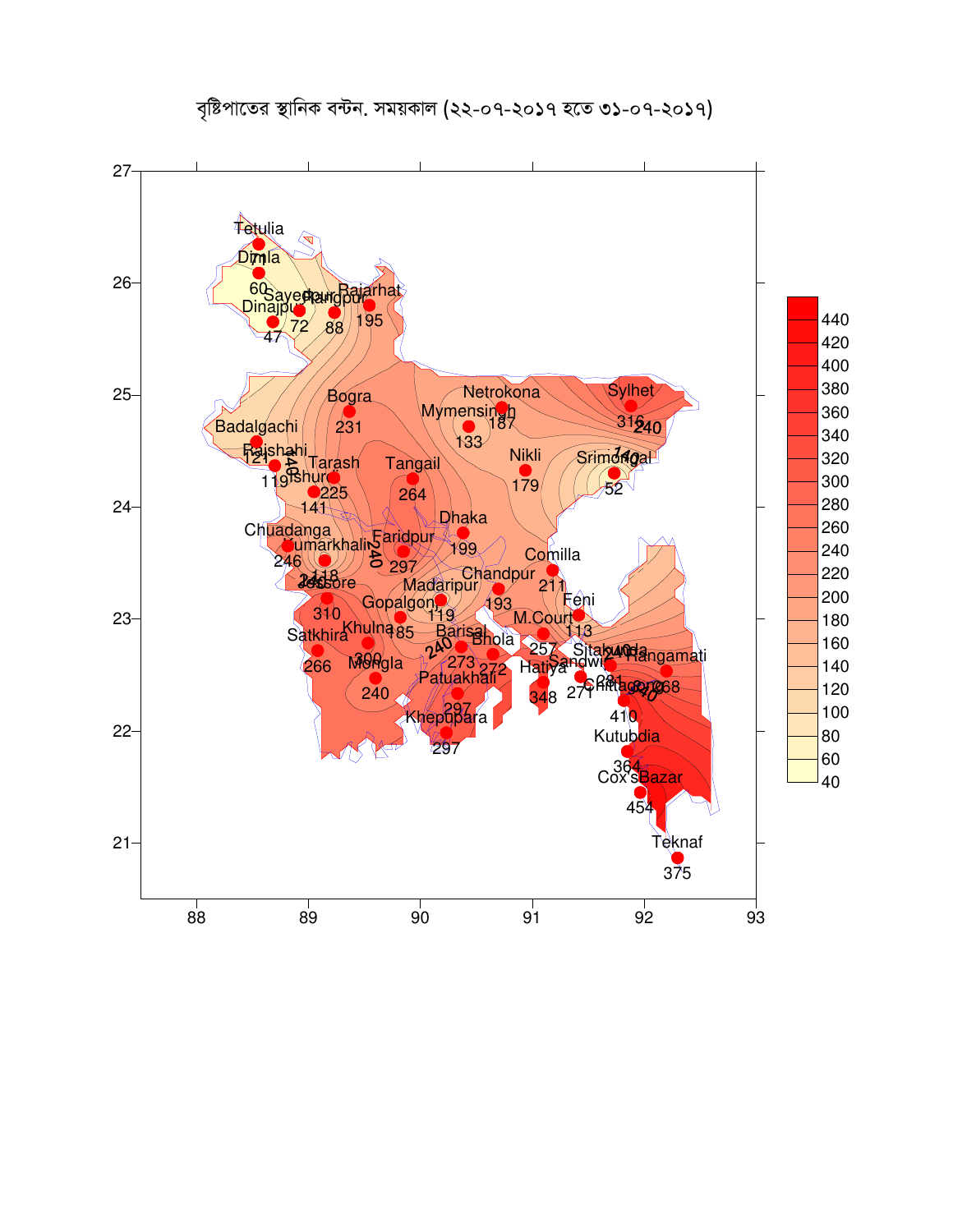বৃষ্টিপাতের স্থানিক বন্টন. সময়কাল (২২-০৭-২০১৭ হতে ৩১-০৭-২০১৭)

27
26
25
24
23
22
21

88
89
90
91
92
93

Tetulia 71
Dimla 60
Sayedpur 72
Rangpur 88
Rajarhat 195
Dinajpur 47
Bogra 231
Badalgachi 121
Rajshahi 119
Tarash 225
Ishurdi 141
Netrokona 187
Mymensingh 133
Sylhet 316
Nikli 179
Srimongal 52
Tangail 264
Dhaka 199
Chuadanga 246
Kumarkhali 118
Faridpur 297
Jessore 310
Comilla 211
Chandpur 193
Madaripur 119
Gopalgonj 185
Feni 113
M.Court 257
Satkhira 266
Khulna 300
Barisal 273
Bhola 272
Mongla 240
Patuakhali 297
Hatiya 348
Sandwip 271
Sitakunda 281
Rangamati 268
Chittagong 410
Khepupara 297
Kutubdia 364
Cox'sBazar 454
Teknaf 375

240
140
240
240
240
240
240
140
320

440
420
400
380
360
340
320
300
280
260
240
220
200
180
160
140
120
100
80
60
40